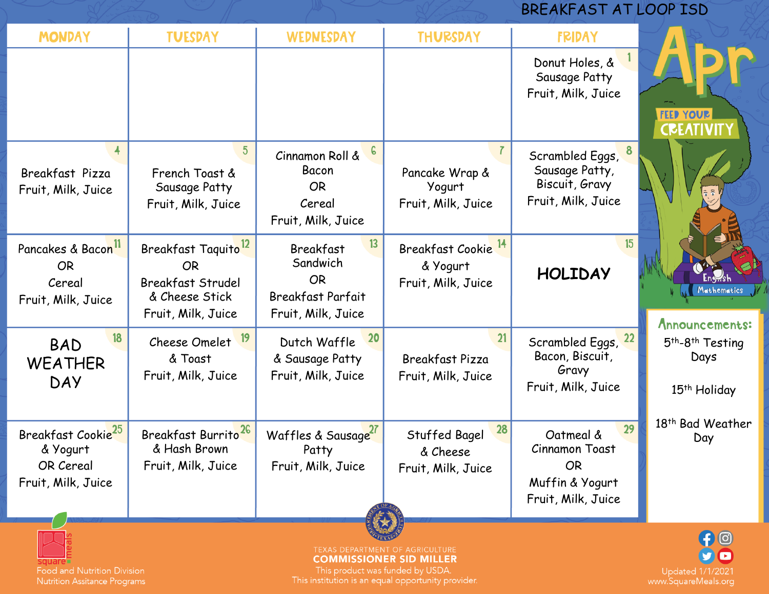# BREAKFAST AT LOOP ISD

## Apr

FEED YOUR CREATIVITY

| MONDAY | TUESDAY | WEDNESDAY | THURSDAY | FRIDAY |
|---|---|---|---|---|
| | | | | 1 Donut Holes, & Sausage Patty Fruit, Milk, Juice |
| 4 Breakfast Pizza Fruit, Milk, Juice | 5 French Toast & Sausage Patty Fruit, Milk, Juice | 6 Cinnamon Roll & Bacon OR Cereal Fruit, Milk, Juice | 7 Pancake Wrap & Yogurt Fruit, Milk, Juice | 8 Scrambled Eggs, Sausage Patty, Biscuit, Gravy Fruit, Milk, Juice |
| 11 Pancakes & Bacon OR Cereal Fruit, Milk, Juice | 12 Breakfast Taquito OR Breakfast Strudel & Cheese Stick Fruit, Milk, Juice | 13 Breakfast Sandwich OR Breakfast Parfait Fruit, Milk, Juice | 14 Breakfast Cookie & Yogurt Fruit, Milk, Juice | 15 **HOLIDAY** |
| 18 **BAD WEATHER DAY** | 19 Cheese Omelet & Toast Fruit, Milk, Juice | 20 Dutch Waffle & Sausage Patty Fruit, Milk, Juice | 21 Breakfast Pizza Fruit, Milk, Juice | 22 Scrambled Eggs, Bacon, Biscuit, Gravy Fruit, Milk, Juice |
| 25 Breakfast Cookie & Yogurt OR Cereal Fruit, Milk, Juice | 26 Breakfast Burrito & Hash Brown Fruit, Milk, Juice | 27 Waffles & Sausage Patty Fruit, Milk, Juice | 28 Stuffed Bagel & Cheese Fruit, Milk, Juice | 29 Oatmeal & Cinnamon Toast OR Muffin & Yogurt Fruit, Milk, Juice |

### Announcements:

5th-8th Testing Days

15th Holiday

18th Bad Weather Day

square meals
Food and Nutrition Division
Nutrition Assitance Programs

TEXAS DEPARTMENT OF AGRICULTURE
**COMMISSIONER SID MILLER**
This product was funded by USDA.
This institution is an equal opportunity provider.

Updated 1/1/2021
www.SquareMeals.org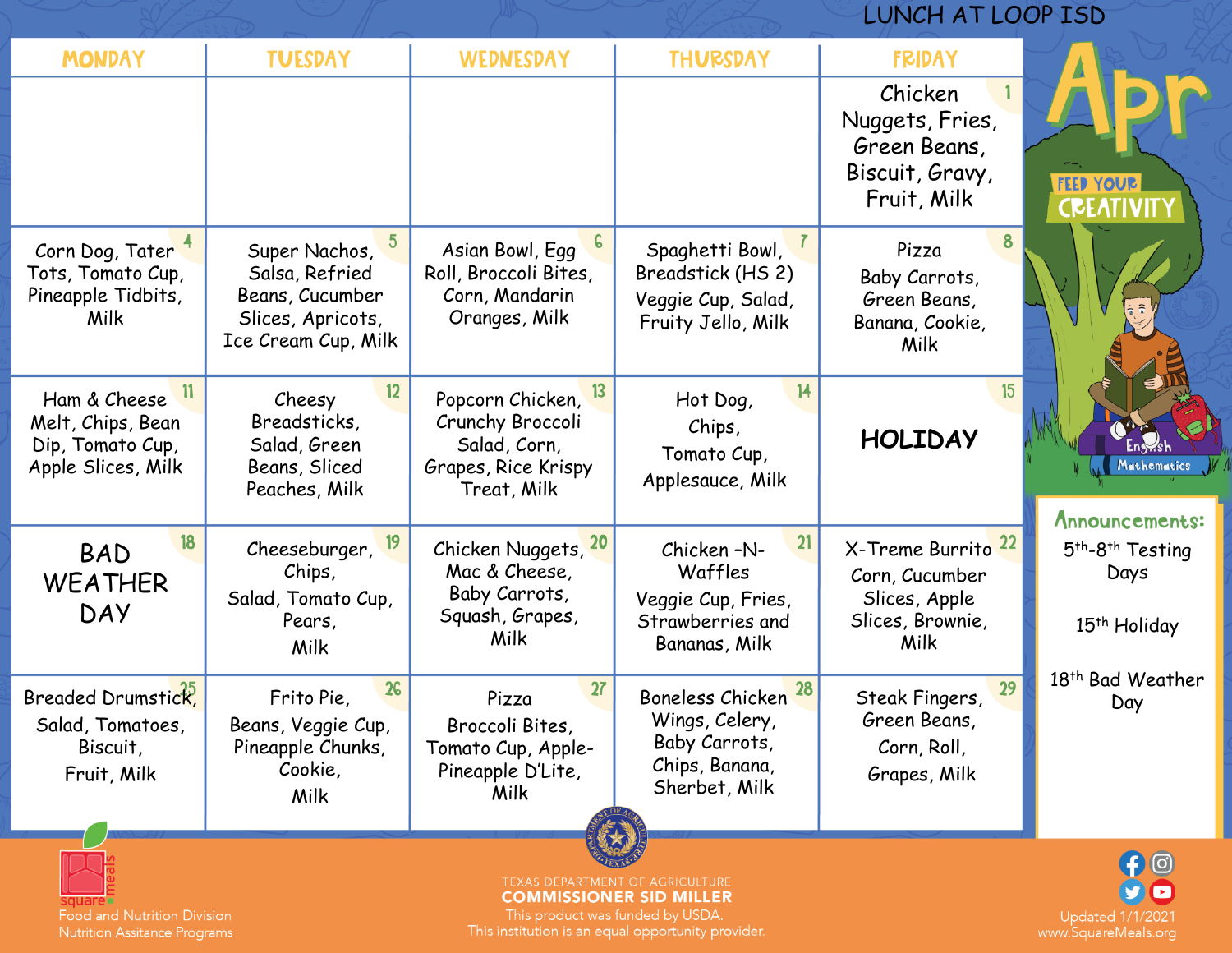# LUNCH AT LOOP ISD

## Apr

FEED YOUR CREATIVITY

| MONDAY | TUESDAY | WEDNESDAY | THURSDAY | FRIDAY |
|---|---|---|---|---|
| | | | | 1 Chicken Nuggets, Fries, Green Beans, Biscuit, Gravy, Fruit, Milk |
| 4 Corn Dog, Tater Tots, Tomato Cup, Pineapple Tidbits, Milk | 5 Super Nachos, Salsa, Refried Beans, Cucumber Slices, Apricots, Ice Cream Cup, Milk | 6 Asian Bowl, Egg Roll, Broccoli Bites, Corn, Mandarin Oranges, Milk | 7 Spaghetti Bowl, Breadstick (HS 2) Veggie Cup, Salad, Fruity Jello, Milk | 8 Pizza Baby Carrots, Green Beans, Banana, Cookie, Milk |
| 11 Ham & Cheese Melt, Chips, Bean Dip, Tomato Cup, Apple Slices, Milk | 12 Cheesy Breadsticks, Salad, Green Beans, Sliced Peaches, Milk | 13 Popcorn Chicken, Crunchy Broccoli Salad, Corn, Grapes, Rice Krispy Treat, Milk | 14 Hot Dog, Chips, Tomato Cup, Applesauce, Milk | 15 **HOLIDAY** |
| 18 BAD WEATHER DAY | 19 Cheeseburger, Chips, Salad, Tomato Cup, Pears, Milk | 20 Chicken Nuggets, Mac & Cheese, Baby Carrots, Squash, Grapes, Milk | 21 Chicken -N- Waffles Veggie Cup, Fries, Strawberries and Bananas, Milk | 22 X-Treme Burrito Corn, Cucumber Slices, Apple Slices, Brownie, Milk |
| 25 Breaded Drumstick, Salad, Tomatoes, Biscuit, Fruit, Milk | 26 Frito Pie, Beans, Veggie Cup, Pineapple Chunks, Cookie, Milk | 27 Pizza Broccoli Bites, Tomato Cup, Apple-Pineapple D'Lite, Milk | 28 Boneless Chicken Wings, Celery, Baby Carrots, Chips, Banana, Sherbet, Milk | 29 Steak Fingers, Green Beans, Corn, Roll, Grapes, Milk |

### Announcements:

5th-8th Testing Days

15th Holiday

18th Bad Weather Day

square meals
Food and Nutrition Division
Nutrition Assitance Programs

TEXAS DEPARTMENT OF AGRICULTURE
COMMISSIONER SID MILLER
This product was funded by USDA.
This institution is an equal opportunity provider.

Updated 1/1/2021
www.SquareMeals.org